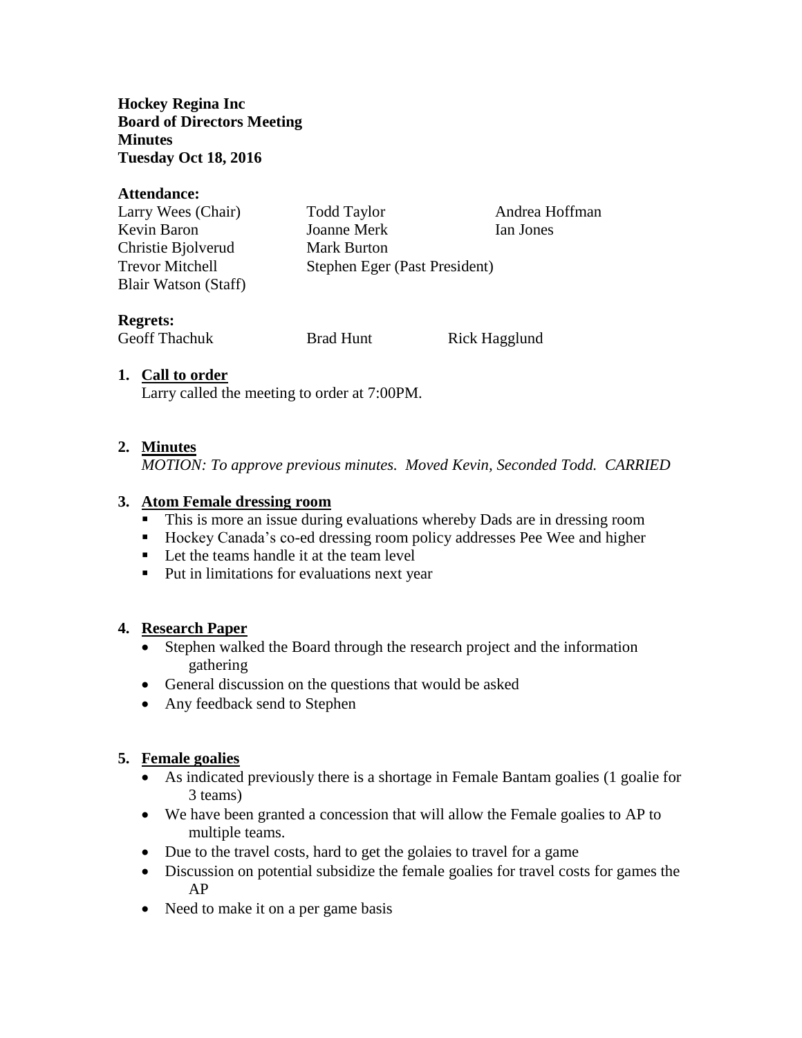**Hockey Regina Inc**
**Board of Directors Meeting**
**Minutes**
**Tuesday Oct 18, 2016**

**Attendance:**

| | | |
|---|---|---|
| Larry Wees (Chair) | Todd Taylor | Andrea Hoffman |
| Kevin Baron | Joanne Merk | Ian Jones |
| Christie Bjolverud | Mark Burton | |
| Trevor Mitchell | Stephen Eger (Past President) | |
| Blair Watson (Staff) | | |

**Regrets:**

| | | |
|---|---|---|
| Geoff Thachuk | Brad Hunt | Rick Hagglund |

1. **Call to order**

   Larry called the meeting to order at 7:00PM.

2. **Minutes**

   *MOTION: To approve previous minutes. Moved Kevin, Seconded Todd. CARRIED*

3. **Atom Female dressing room**
   - This is more an issue during evaluations whereby Dads are in dressing room
   - Hockey Canada's co-ed dressing room policy addresses Pee Wee and higher
   - Let the teams handle it at the team level
   - Put in limitations for evaluations next year

4. **Research Paper**
   - Stephen walked the Board through the research project and the information gathering
   - General discussion on the questions that would be asked
   - Any feedback send to Stephen

5. **Female goalies**
   - As indicated previously there is a shortage in Female Bantam goalies (1 goalie for 3 teams)
   - We have been granted a concession that will allow the Female goalies to AP to multiple teams.
   - Due to the travel costs, hard to get the golaies to travel for a game
   - Discussion on potential subsidize the female goalies for travel costs for games the AP
   - Need to make it on a per game basis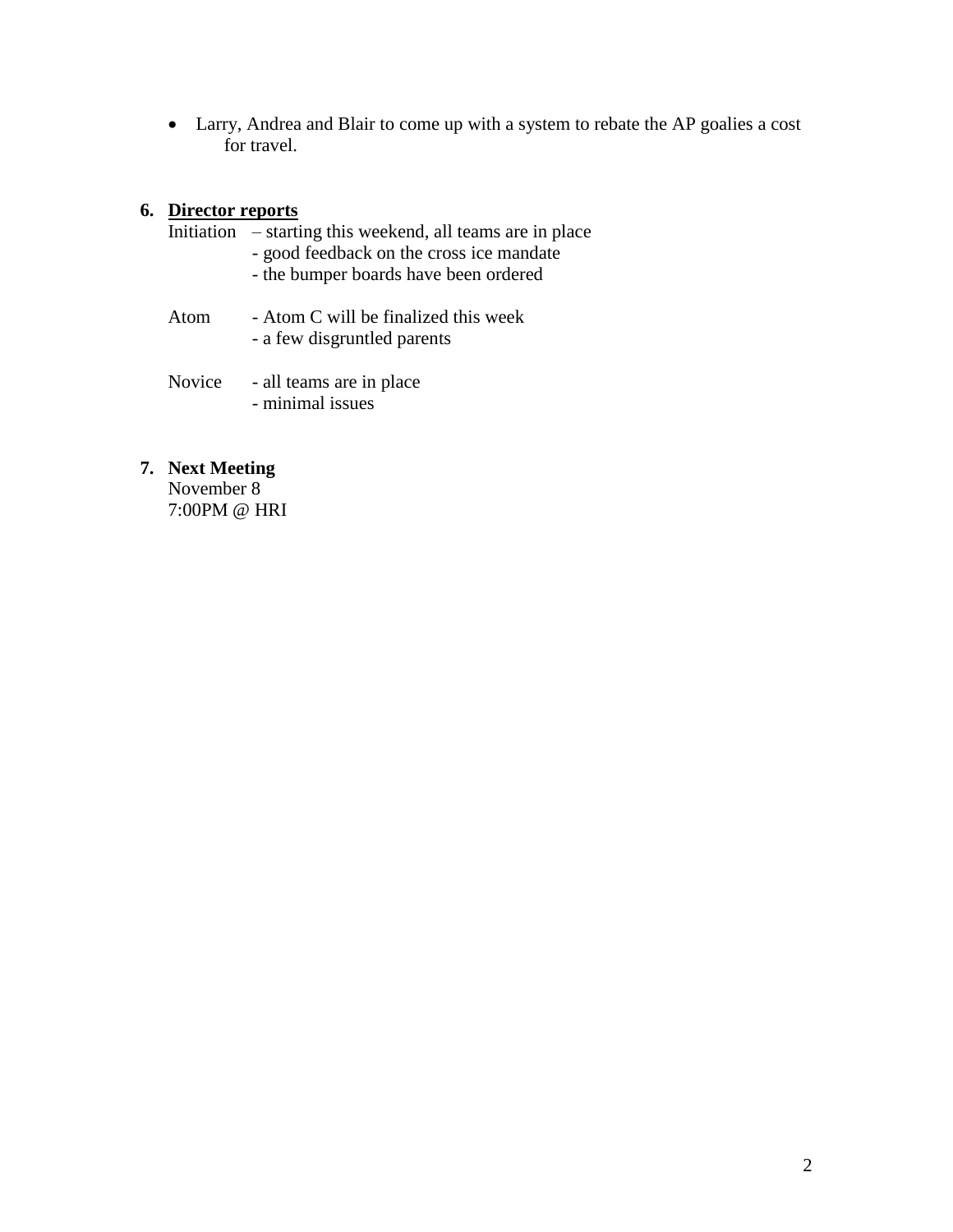- Larry, Andrea and Blair to come up with a system to rebate the AP goalies a cost for travel.

6. **Director reports**

Initiation – starting this weekend, all teams are in place
- good feedback on the cross ice mandate
- the bumper boards have been ordered

Atom
- Atom C will be finalized this week
- a few disgruntled parents

Novice
- all teams are in place
- minimal issues

7. **Next Meeting**

November 8
7:00PM @ HRI